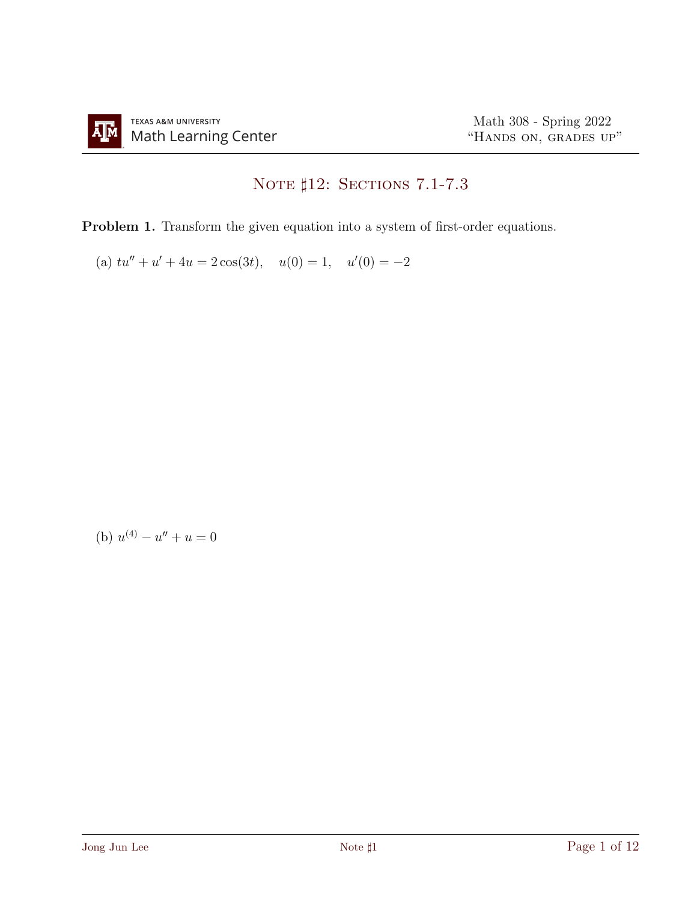# Note ♯12: Sections 7.1-7.3

**Problem 1.** Transform the given equation into a system of first-order equations.

(a) $tu'' + u' + 4u = 2\cos(3t), \quad u(0) = 1, \quad u'(0) = -2$

(b) $u^{(4)} - u'' + u = 0$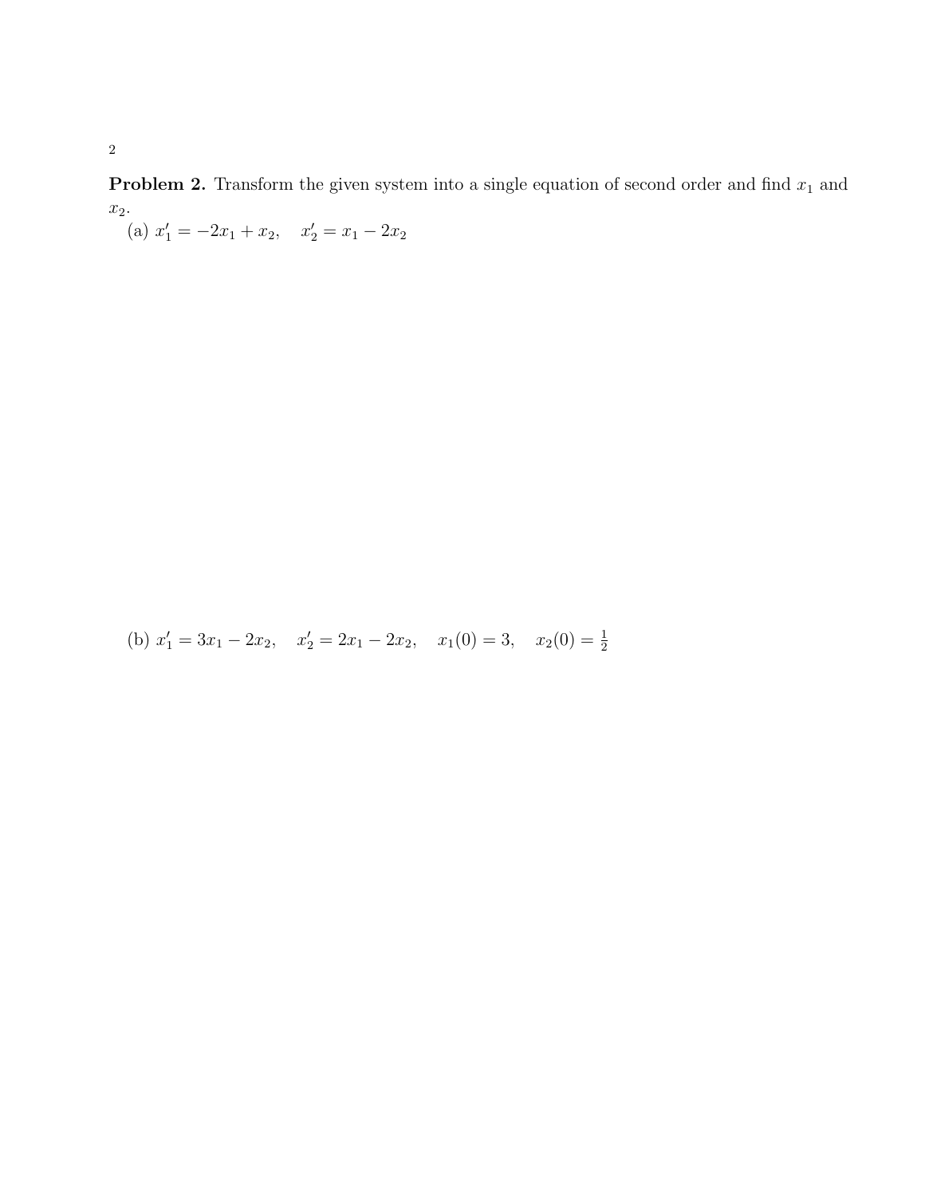**Problem 2.** Transform the given system into a single equation of second order and find $x_1$ and $x_2$.

(a) $x_1' = -2x_1 + x_2, \quad x_2' = x_1 - 2x_2$

(b) $x_1' = 3x_1 - 2x_2, \quad x_2' = 2x_1 - 2x_2, \quad x_1(0) = 3, \quad x_2(0) = \frac{1}{2}$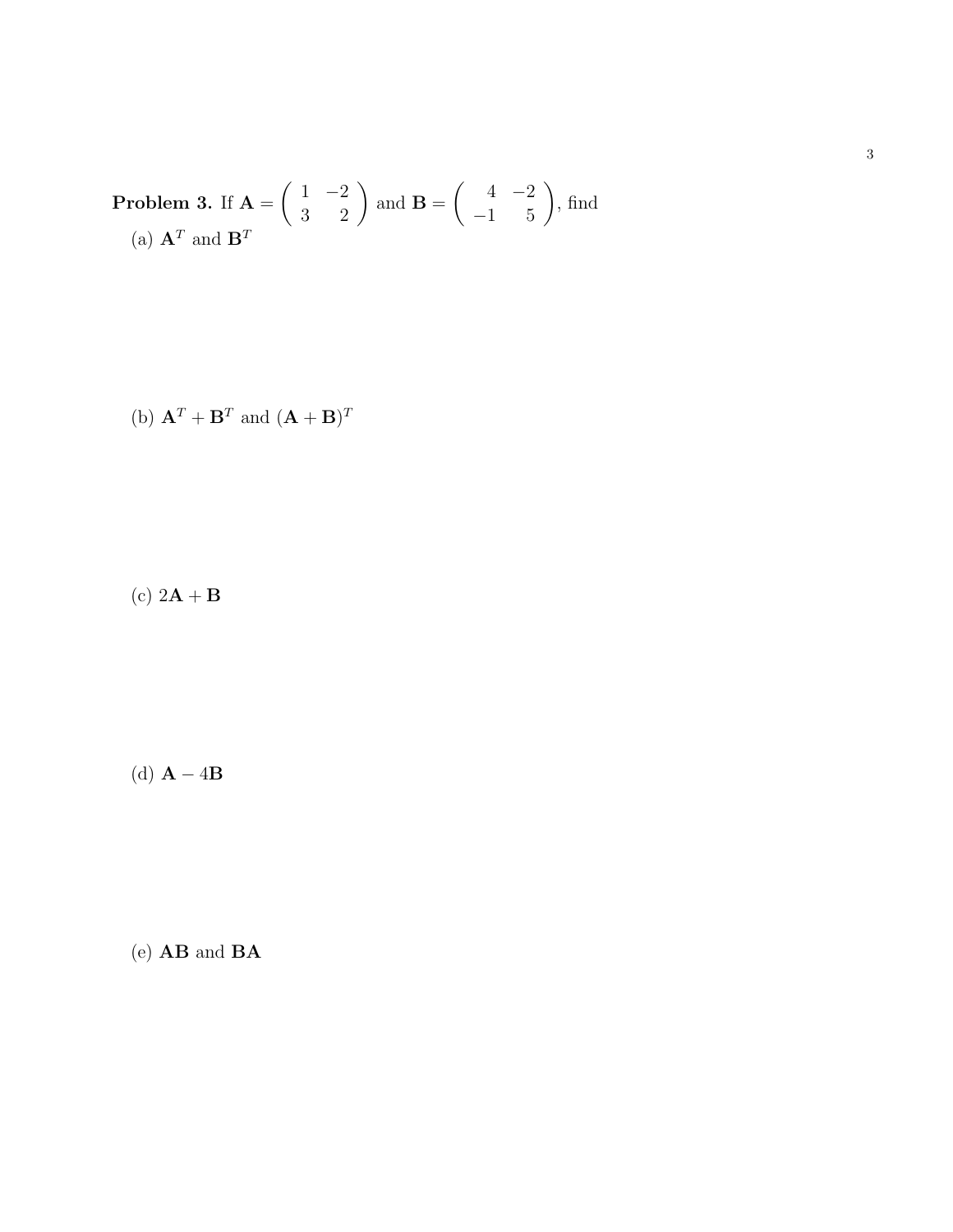**Problem 3.** If $\mathbf{A} = \begin{pmatrix} 1 & -2 \\ 3 & 2 \end{pmatrix}$ and $\mathbf{B} = \begin{pmatrix} 4 & -2 \\ -1 & 5 \end{pmatrix}$, find

(a) $\mathbf{A}^T$ and $\mathbf{B}^T$

(b) $\mathbf{A}^T + \mathbf{B}^T$ and $(\mathbf{A} + \mathbf{B})^T$

(c) $2\mathbf{A} + \mathbf{B}$

(d) $\mathbf{A} - 4\mathbf{B}$

(e) $\mathbf{AB}$ and $\mathbf{BA}$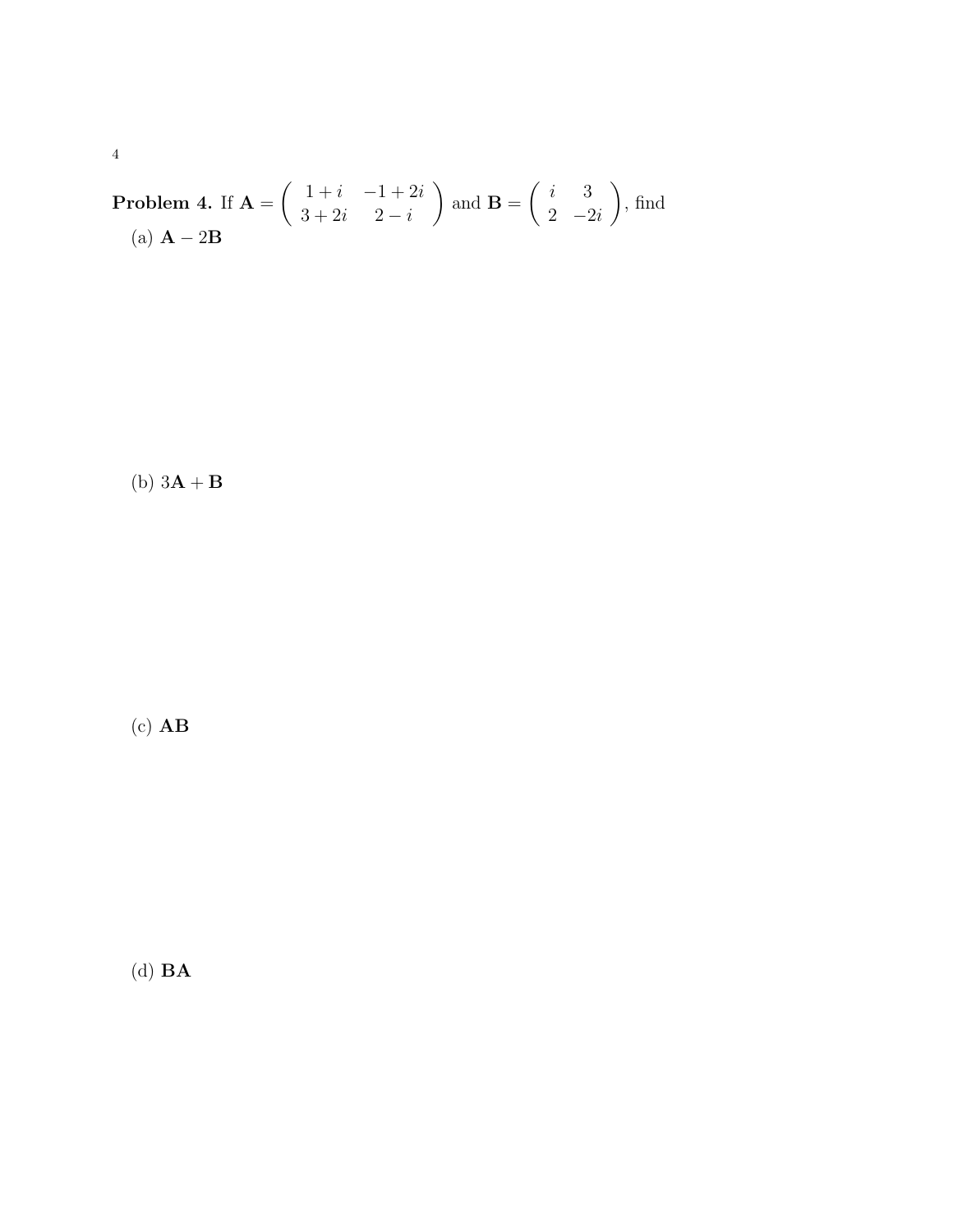**Problem 4.** If $\mathbf{A} = \begin{pmatrix} 1+i & -1+2i \\ 3+2i & 2-i \end{pmatrix}$ and $\mathbf{B} = \begin{pmatrix} i & 3 \\ 2 & -2i \end{pmatrix}$, find

(a) $\mathbf{A} - 2\mathbf{B}$

(b) $3\mathbf{A} + \mathbf{B}$

(c) $\mathbf{AB}$

(d) $\mathbf{BA}$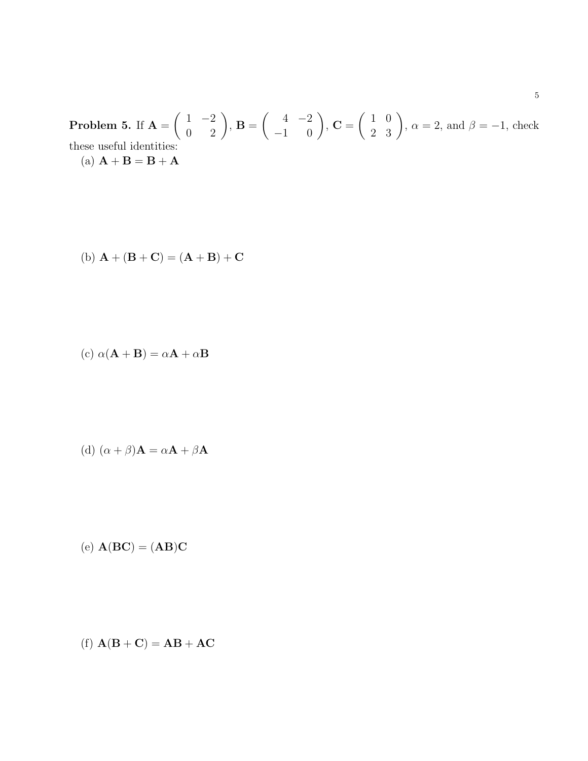**Problem 5.** If $\mathbf{A} = \begin{pmatrix} 1 & -2 \\ 0 & 2 \end{pmatrix}$, $\mathbf{B} = \begin{pmatrix} 4 & -2 \\ -1 & 0 \end{pmatrix}$, $\mathbf{C} = \begin{pmatrix} 1 & 0 \\ 2 & 3 \end{pmatrix}$, $\alpha = 2$, and $\beta = -1$, check these useful identities:

(a) $\mathbf{A} + \mathbf{B} = \mathbf{B} + \mathbf{A}$

(b) $\mathbf{A} + (\mathbf{B} + \mathbf{C}) = (\mathbf{A} + \mathbf{B}) + \mathbf{C}$

(c) $\alpha(\mathbf{A} + \mathbf{B}) = \alpha\mathbf{A} + \alpha\mathbf{B}$

(d) $(\alpha + \beta)\mathbf{A} = \alpha\mathbf{A} + \beta\mathbf{A}$

(e) $\mathbf{A}(\mathbf{B}\mathbf{C}) = (\mathbf{A}\mathbf{B})\mathbf{C}$

(f) $\mathbf{A}(\mathbf{B} + \mathbf{C}) = \mathbf{A}\mathbf{B} + \mathbf{A}\mathbf{C}$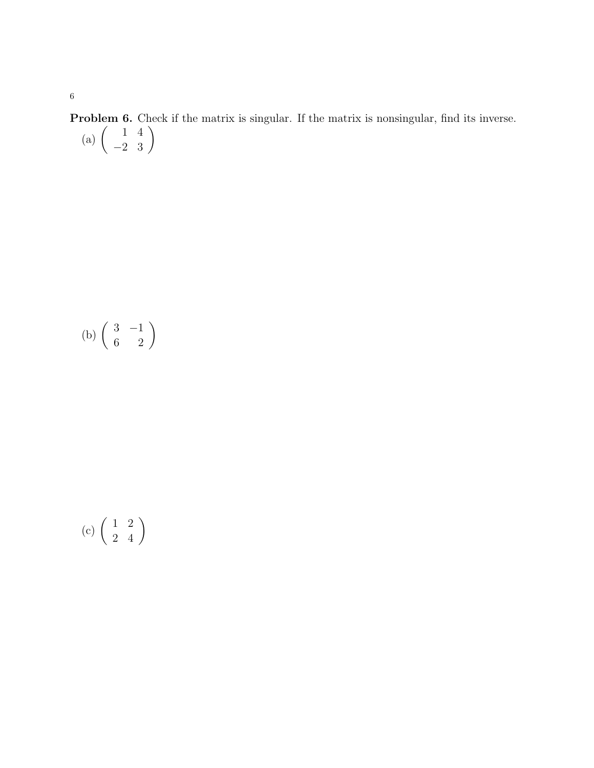**Problem 6.** Check if the matrix is singular. If the matrix is nonsingular, find its inverse.

(a) $\begin{pmatrix} 1 & 4 \\ -2 & 3 \end{pmatrix}$

(b) $\begin{pmatrix} 3 & -1 \\ 6 & 2 \end{pmatrix}$

(c) $\begin{pmatrix} 1 & 2 \\ 2 & 4 \end{pmatrix}$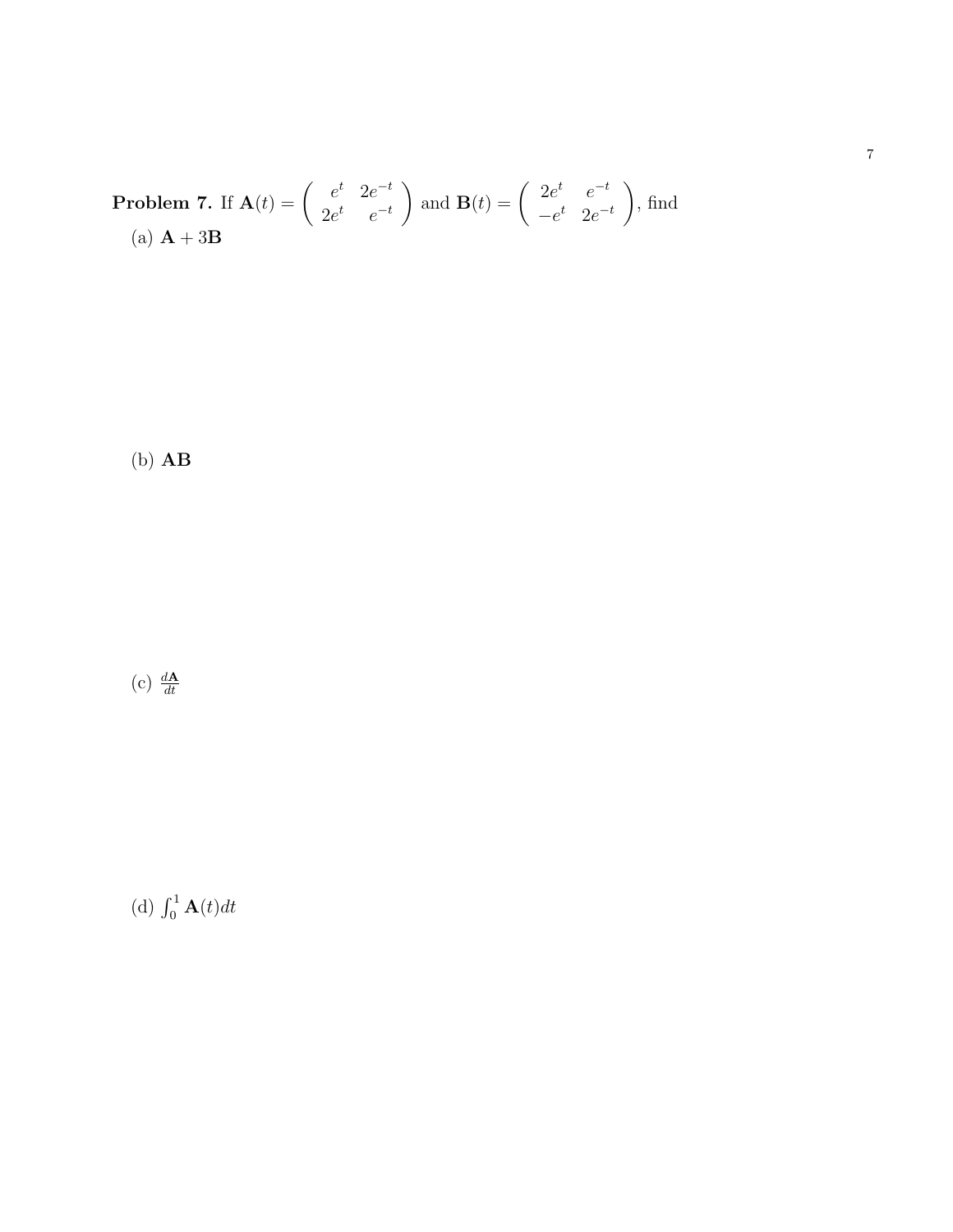**Problem 7.** If $\mathbf{A}(t) = \begin{pmatrix} e^t & 2e^{-t} \\ 2e^t & e^{-t} \end{pmatrix}$ and $\mathbf{B}(t) = \begin{pmatrix} 2e^t & e^{-t} \\ -e^t & 2e^{-t} \end{pmatrix}$, find

(a) $\mathbf{A} + 3\mathbf{B}$

(b) $\mathbf{AB}$

(c) $\frac{d\mathbf{A}}{dt}$

(d) $\int_0^1 \mathbf{A}(t)dt$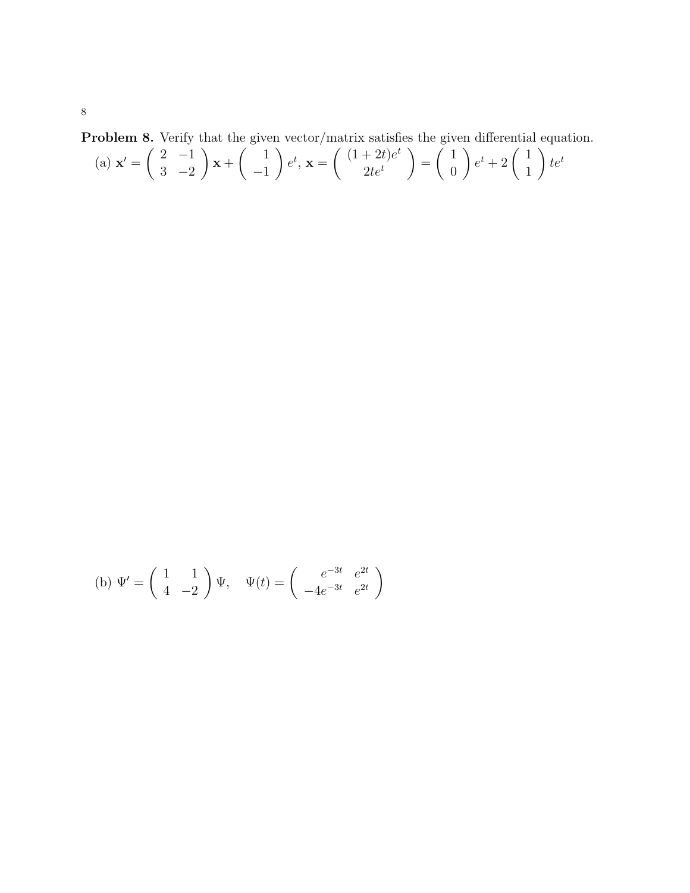**Problem 8.** Verify that the given vector/matrix satisfies the given differential equation.

(a) $\mathbf{x}' = \begin{pmatrix} 2 & -1 \\ 3 & -2 \end{pmatrix} \mathbf{x} + \begin{pmatrix} 1 \\ -1 \end{pmatrix} e^t$, $\mathbf{x} = \begin{pmatrix} (1+2t)e^t \\ 2te^t \end{pmatrix} = \begin{pmatrix} 1 \\ 0 \end{pmatrix} e^t + 2 \begin{pmatrix} 1 \\ 1 \end{pmatrix} te^t$

(b) $\Psi' = \begin{pmatrix} 1 & 1 \\ 4 & -2 \end{pmatrix} \Psi, \quad \Psi(t) = \begin{pmatrix} e^{-3t} & e^{2t} \\ -4e^{-3t} & e^{2t} \end{pmatrix}$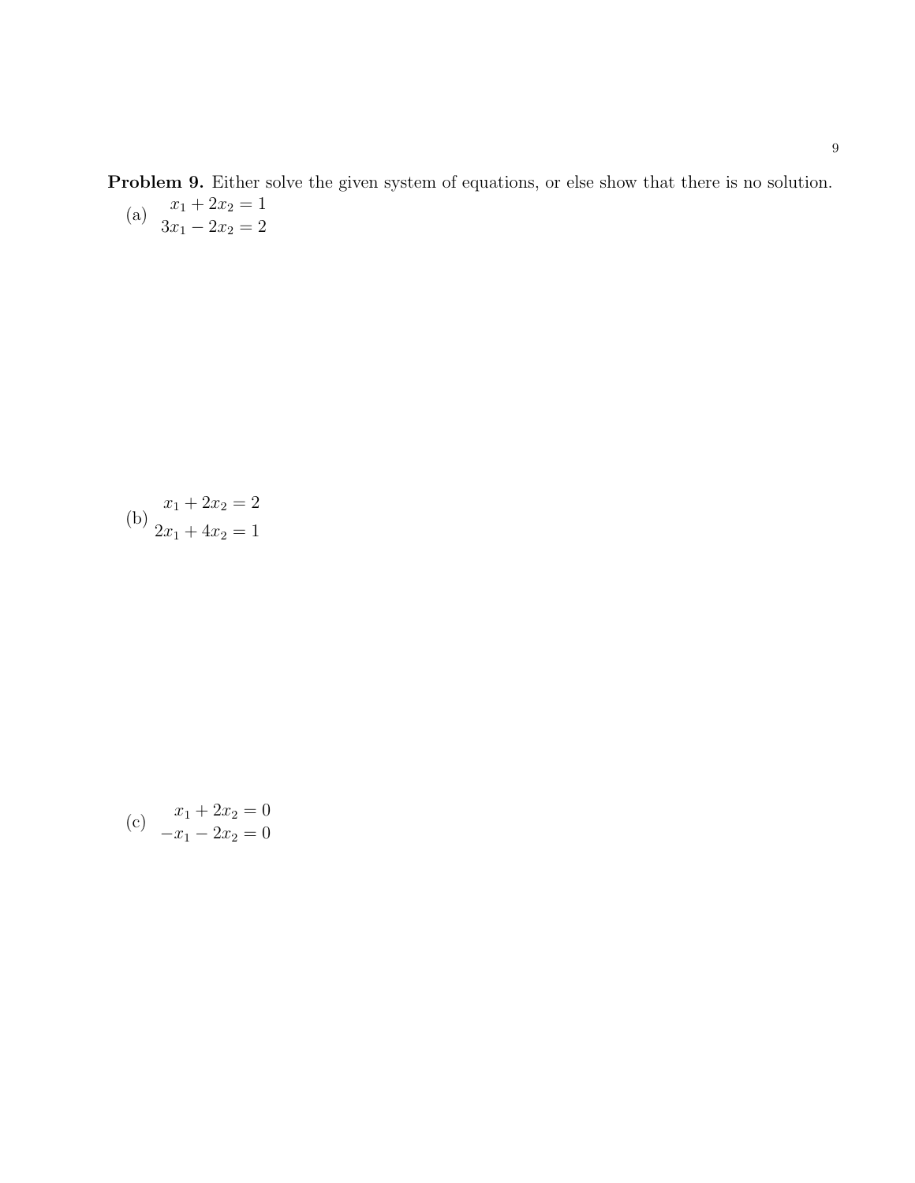**Problem 9.** Either solve the given system of equations, or else show that there is no solution.

(a)
$$\begin{aligned} x_1 + 2x_2 &= 1 \\ 3x_1 - 2x_2 &= 2 \end{aligned}$$

(b)
$$\begin{aligned} x_1 + 2x_2 &= 2 \\ 2x_1 + 4x_2 &= 1 \end{aligned}$$

(c)
$$\begin{aligned} x_1 + 2x_2 &= 0 \\ -x_1 - 2x_2 &= 0 \end{aligned}$$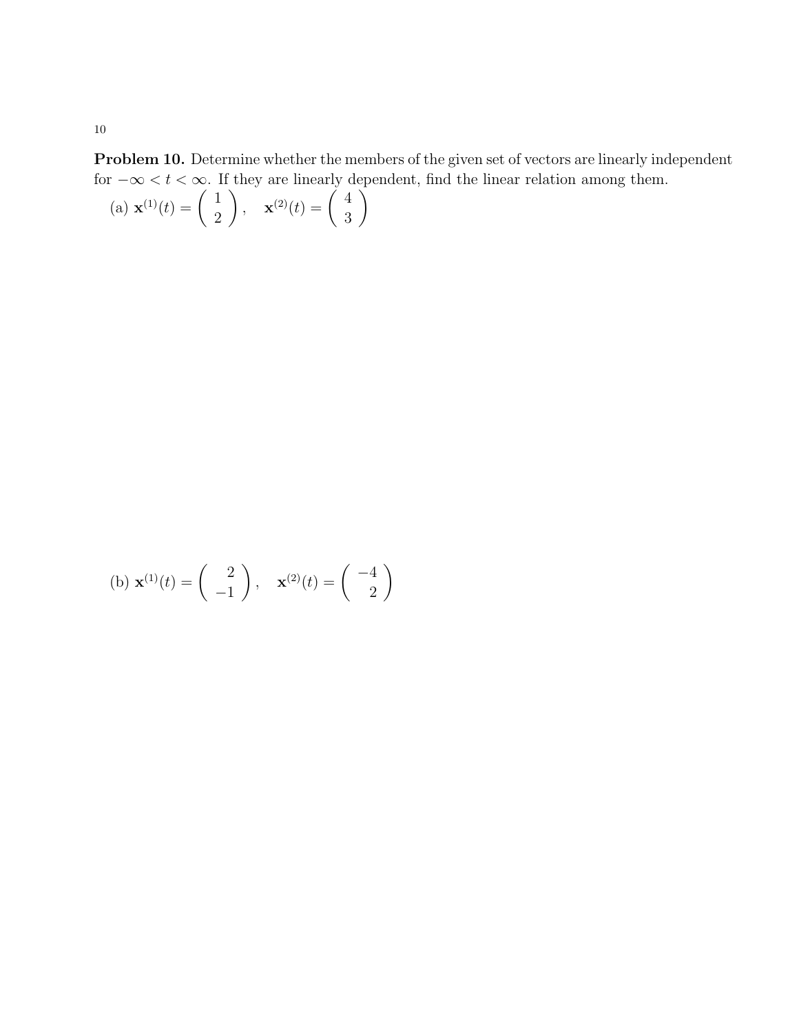**Problem 10.** Determine whether the members of the given set of vectors are linearly independent for $-\infty < t < \infty$. If they are linearly dependent, find the linear relation among them.

(a) $\mathbf{x}^{(1)}(t) = \begin{pmatrix} 1 \\ 2 \end{pmatrix}, \quad \mathbf{x}^{(2)}(t) = \begin{pmatrix} 4 \\ 3 \end{pmatrix}$

(b) $\mathbf{x}^{(1)}(t) = \begin{pmatrix} 2 \\ -1 \end{pmatrix}, \quad \mathbf{x}^{(2)}(t) = \begin{pmatrix} -4 \\ 2 \end{pmatrix}$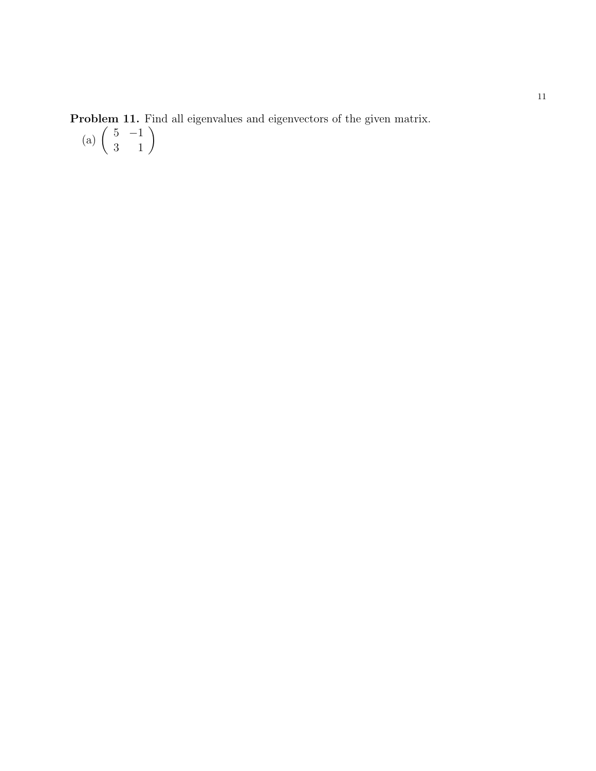**Problem 11.** Find all eigenvalues and eigenvectors of the given matrix.

(a) $\begin{pmatrix} 5 & -1 \\ 3 & 1 \end{pmatrix}$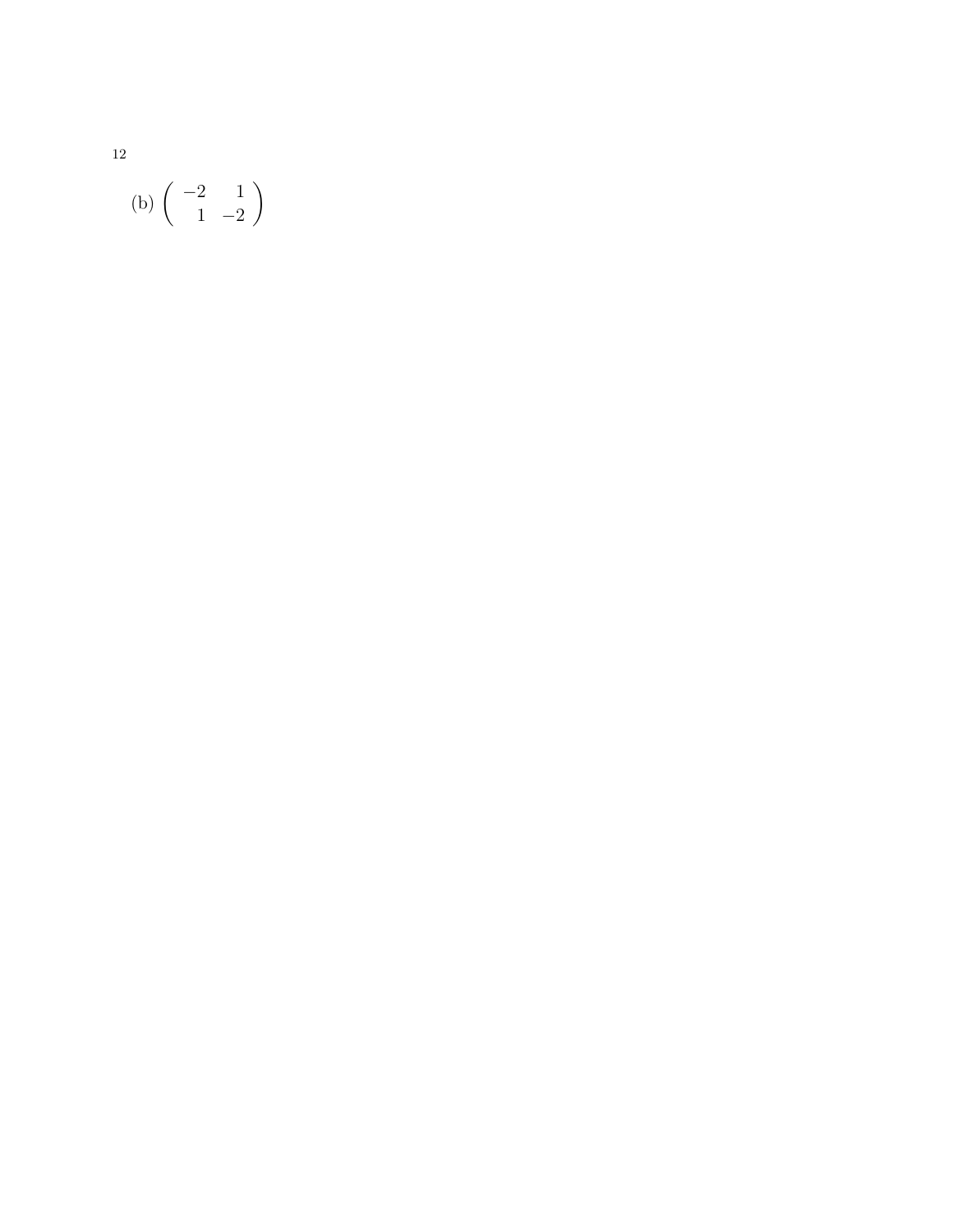(b) $\begin{pmatrix} -2 & 1 \\ 1 & -2 \end{pmatrix}$